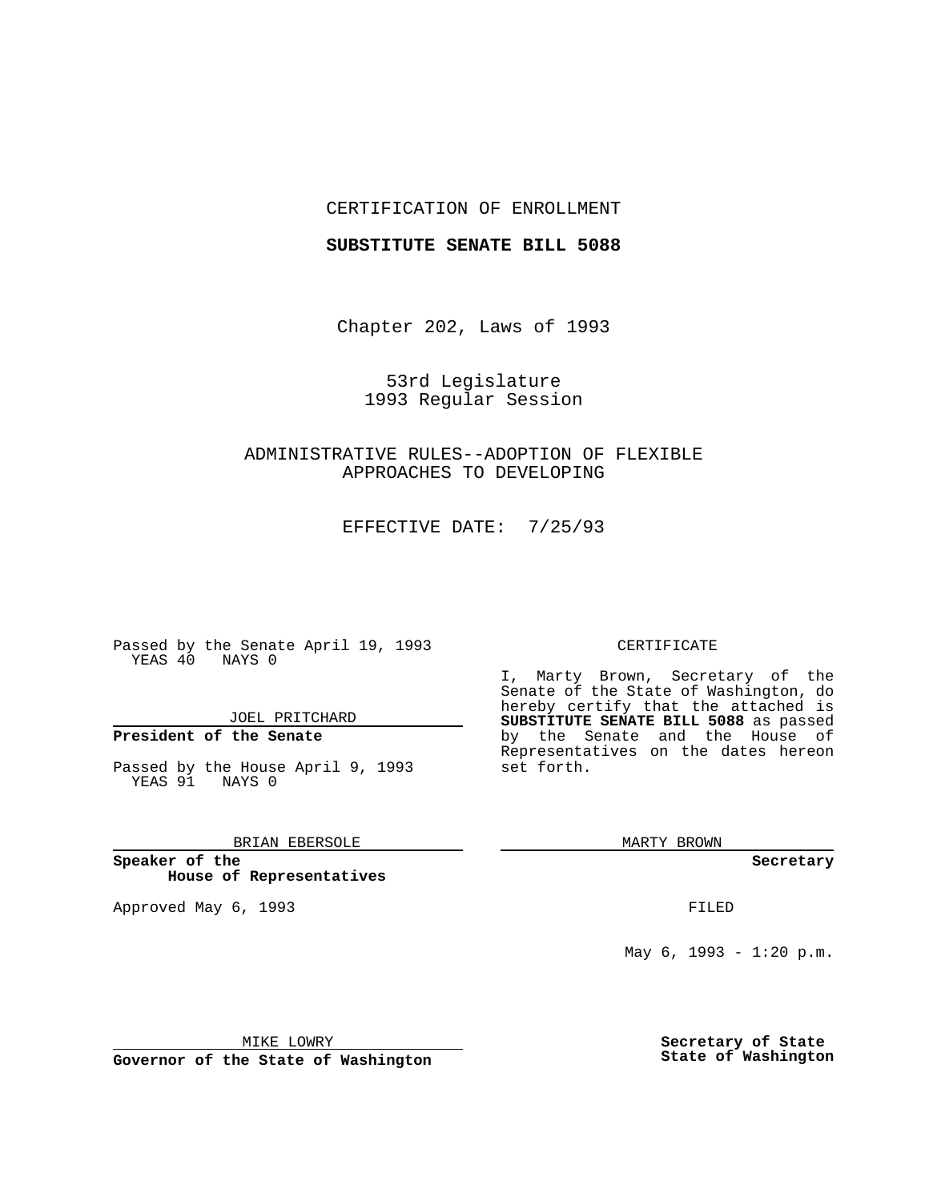CERTIFICATION OF ENROLLMENT

**SUBSTITUTE SENATE BILL 5088**

Chapter 202, Laws of 1993

53rd Legislature
1993 Regular Session

ADMINISTRATIVE RULES--ADOPTION OF FLEXIBLE APPROACHES TO DEVELOPING

EFFECTIVE DATE: 7/25/93

Passed by the Senate April 19, 1993
YEAS 40 NAYS 0

JOEL PRITCHARD

**President of the Senate**

Passed by the House April 9, 1993
YEAS 91 NAYS 0

BRIAN EBERSOLE

**Speaker of the House of Representatives**

Approved May 6, 1993

MIKE LOWRY

**Governor of the State of Washington**

CERTIFICATE

I, Marty Brown, Secretary of the Senate of the State of Washington, do hereby certify that the attached is **SUBSTITUTE SENATE BILL 5088** as passed by the Senate and the House of Representatives on the dates hereon set forth.

MARTY BROWN

**Secretary**

FILED

May 6, 1993 - 1:20 p.m.

**Secretary of State**
**State of Washington**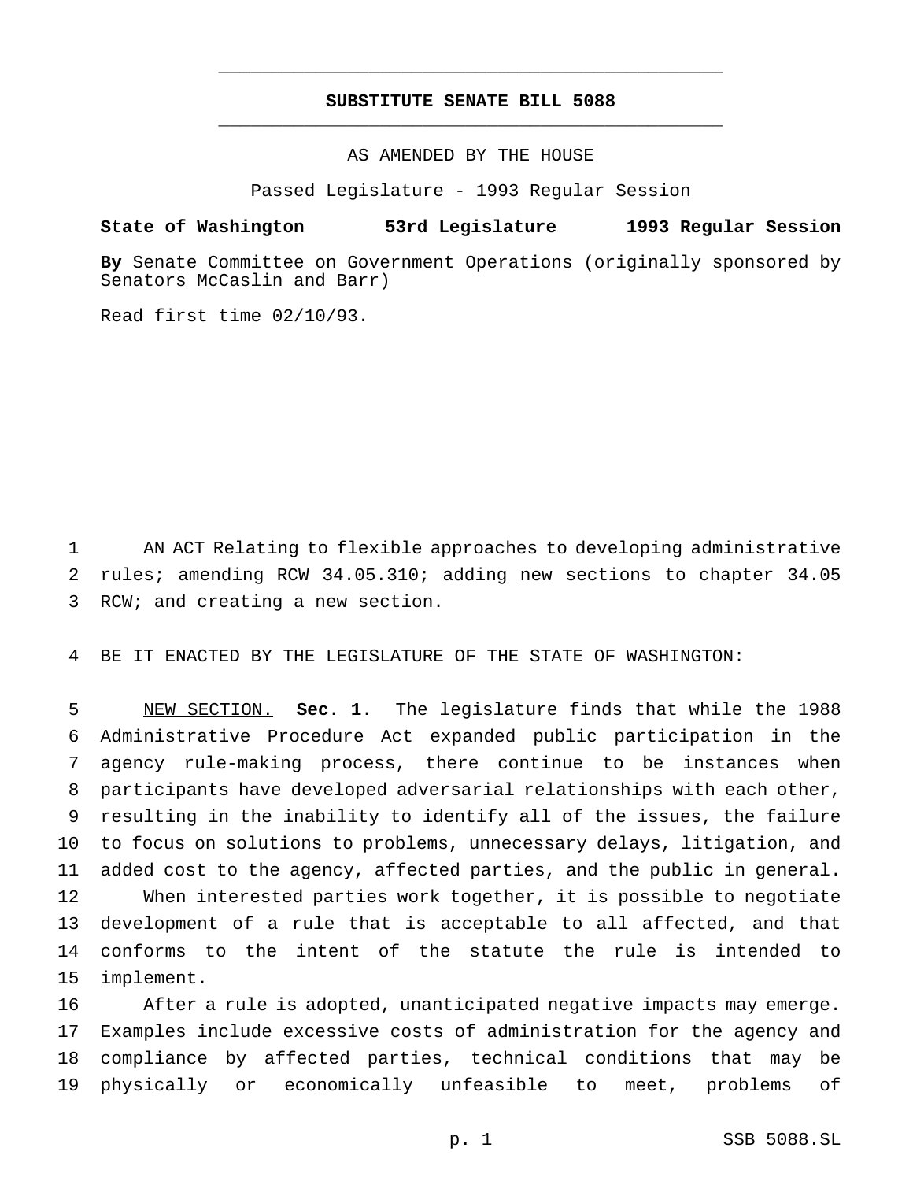# SUBSTITUTE SENATE BILL 5088

AS AMENDED BY THE HOUSE

Passed Legislature - 1993 Regular Session

**State of Washington 53rd Legislature 1993 Regular Session**

**By** Senate Committee on Government Operations (originally sponsored by Senators McCaslin and Barr)

Read first time 02/10/93.

AN ACT Relating to flexible approaches to developing administrative rules; amending RCW 34.05.310; adding new sections to chapter 34.05 RCW; and creating a new section.

BE IT ENACTED BY THE LEGISLATURE OF THE STATE OF WASHINGTON:

NEW SECTION. **Sec. 1.** The legislature finds that while the 1988 Administrative Procedure Act expanded public participation in the agency rule-making process, there continue to be instances when participants have developed adversarial relationships with each other, resulting in the inability to identify all of the issues, the failure to focus on solutions to problems, unnecessary delays, litigation, and added cost to the agency, affected parties, and the public in general.

When interested parties work together, it is possible to negotiate development of a rule that is acceptable to all affected, and that conforms to the intent of the statute the rule is intended to implement.

After a rule is adopted, unanticipated negative impacts may emerge. Examples include excessive costs of administration for the agency and compliance by affected parties, technical conditions that may be physically or economically unfeasible to meet, problems of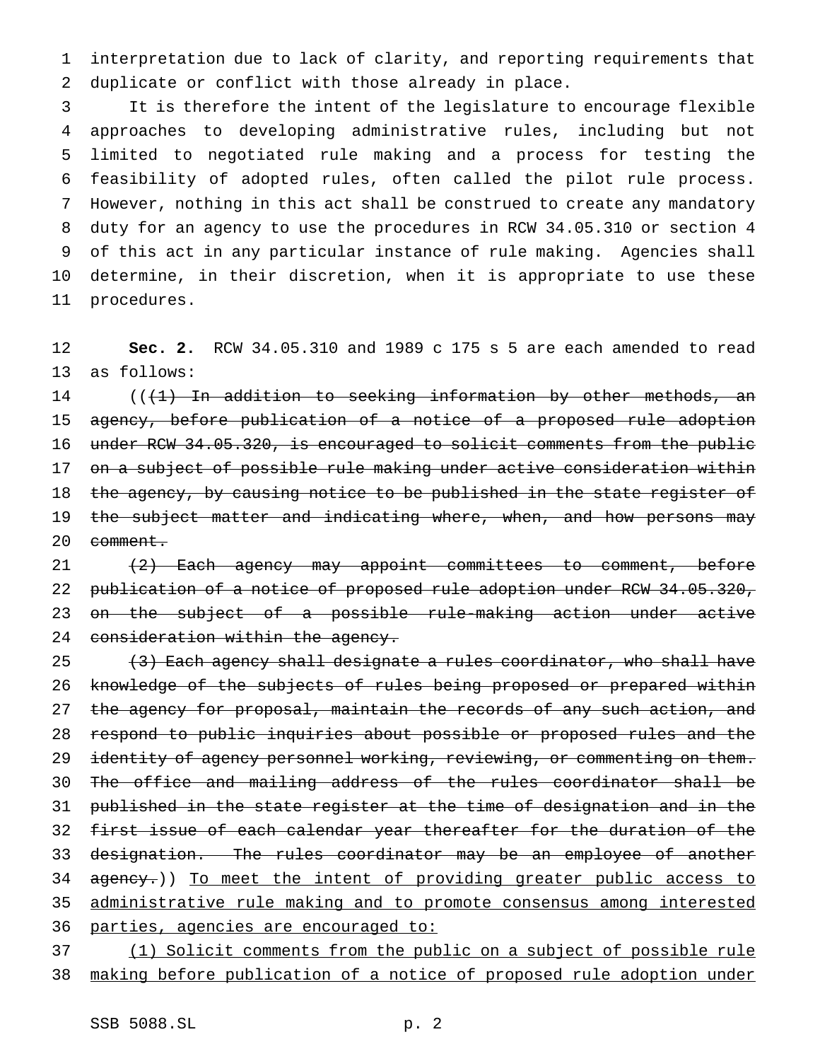interpretation due to lack of clarity, and reporting requirements that duplicate or conflict with those already in place.

It is therefore the intent of the legislature to encourage flexible approaches to developing administrative rules, including but not limited to negotiated rule making and a process for testing the feasibility of adopted rules, often called the pilot rule process. However, nothing in this act shall be construed to create any mandatory duty for an agency to use the procedures in RCW 34.05.310 or section 4 of this act in any particular instance of rule making. Agencies shall determine, in their discretion, when it is appropriate to use these procedures.

**Sec. 2.** RCW 34.05.310 and 1989 c 175 s 5 are each amended to read as follows:

((~~(1) In addition to seeking information by other methods, an agency, before publication of a notice of a proposed rule adoption under RCW 34.05.320, is encouraged to solicit comments from the public on a subject of possible rule making under active consideration within the agency, by causing notice to be published in the state register of the subject matter and indicating where, when, and how persons may comment.~~

~~(2) Each agency may appoint committees to comment, before publication of a notice of proposed rule adoption under RCW 34.05.320, on the subject of a possible rule-making action under active consideration within the agency.~~

~~(3) Each agency shall designate a rules coordinator, who shall have knowledge of the subjects of rules being proposed or prepared within the agency for proposal, maintain the records of any such action, and respond to public inquiries about possible or proposed rules and the identity of agency personnel working, reviewing, or commenting on them. The office and mailing address of the rules coordinator shall be published in the state register at the time of designation and in the first issue of each calendar year thereafter for the duration of the designation. The rules coordinator may be an employee of another agency.~~)) <u>To meet the intent of providing greater public access to administrative rule making and to promote consensus among interested parties, agencies are encouraged to:</u>

<u>(1) Solicit comments from the public on a subject of possible rule making before publication of a notice of proposed rule adoption under</u>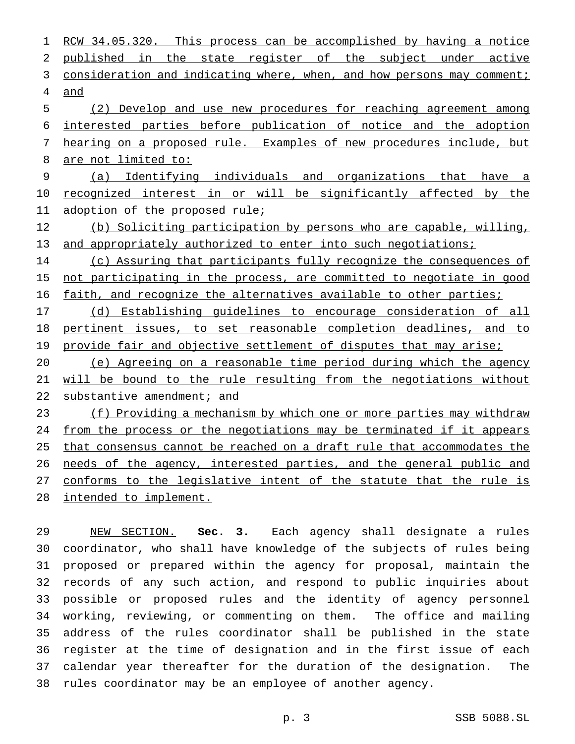RCW 34.05.320. This process can be accomplished by having a notice published in the state register of the subject under active consideration and indicating where, when, and how persons may comment; and

(2) Develop and use new procedures for reaching agreement among interested parties before publication of notice and the adoption hearing on a proposed rule. Examples of new procedures include, but are not limited to:

(a) Identifying individuals and organizations that have a recognized interest in or will be significantly affected by the adoption of the proposed rule;

(b) Soliciting participation by persons who are capable, willing, and appropriately authorized to enter into such negotiations;

(c) Assuring that participants fully recognize the consequences of not participating in the process, are committed to negotiate in good faith, and recognize the alternatives available to other parties;

(d) Establishing guidelines to encourage consideration of all pertinent issues, to set reasonable completion deadlines, and to provide fair and objective settlement of disputes that may arise;

(e) Agreeing on a reasonable time period during which the agency will be bound to the rule resulting from the negotiations without substantive amendment; and

(f) Providing a mechanism by which one or more parties may withdraw from the process or the negotiations may be terminated if it appears that consensus cannot be reached on a draft rule that accommodates the needs of the agency, interested parties, and the general public and conforms to the legislative intent of the statute that the rule is intended to implement.

NEW SECTION. **Sec. 3.** Each agency shall designate a rules coordinator, who shall have knowledge of the subjects of rules being proposed or prepared within the agency for proposal, maintain the records of any such action, and respond to public inquiries about possible or proposed rules and the identity of agency personnel working, reviewing, or commenting on them. The office and mailing address of the rules coordinator shall be published in the state register at the time of designation and in the first issue of each calendar year thereafter for the duration of the designation. The rules coordinator may be an employee of another agency.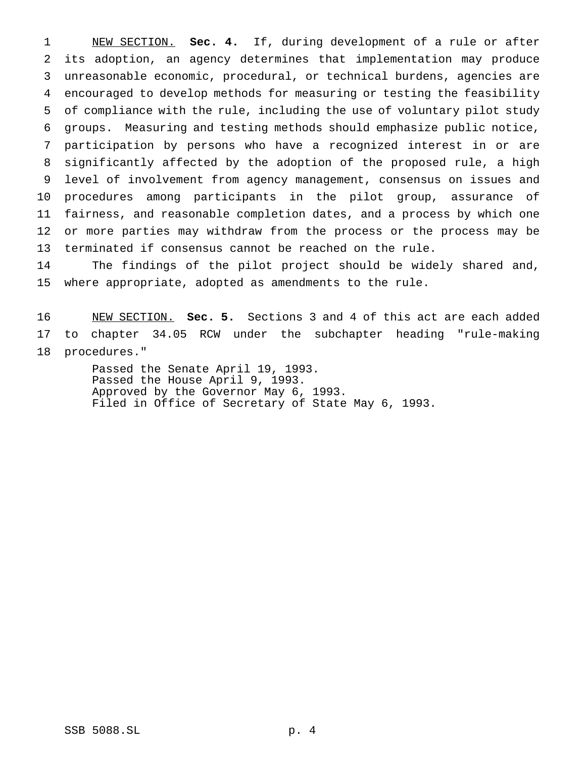NEW SECTION. **Sec. 4.** If, during development of a rule or after its adoption, an agency determines that implementation may produce unreasonable economic, procedural, or technical burdens, agencies are encouraged to develop methods for measuring or testing the feasibility of compliance with the rule, including the use of voluntary pilot study groups. Measuring and testing methods should emphasize public notice, participation by persons who have a recognized interest in or are significantly affected by the adoption of the proposed rule, a high level of involvement from agency management, consensus on issues and procedures among participants in the pilot group, assurance of fairness, and reasonable completion dates, and a process by which one or more parties may withdraw from the process or the process may be terminated if consensus cannot be reached on the rule.

The findings of the pilot project should be widely shared and, where appropriate, adopted as amendments to the rule.

NEW SECTION. **Sec. 5.** Sections 3 and 4 of this act are each added to chapter 34.05 RCW under the subchapter heading "rule-making procedures."

Passed the Senate April 19, 1993.
Passed the House April 9, 1993.
Approved by the Governor May 6, 1993.
Filed in Office of Secretary of State May 6, 1993.